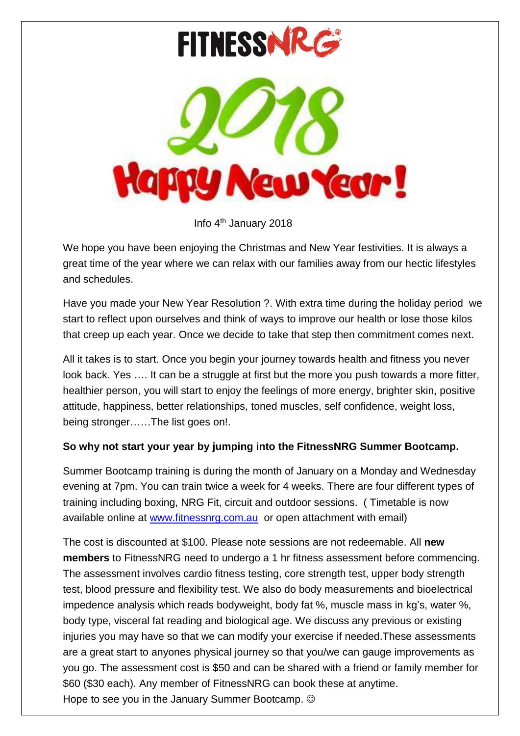# FITNESSNRG

# 2018 Happy New Year!

Info 4th January 2018

We hope you have been enjoying the Christmas and New Year festivities. It is always a great time of the year where we can relax with our families away from our hectic lifestyles and schedules.

Have you made your New Year Resolution ?. With extra time during the holiday period we start to reflect upon ourselves and think of ways to improve our health or lose those kilos that creep up each year. Once we decide to take that step then commitment comes next.

All it takes is to start. Once you begin your journey towards health and fitness you never look back. Yes …. It can be a struggle at first but the more you push towards a more fitter, healthier person, you will start to enjoy the feelings of more energy, brighter skin, positive attitude, happiness, better relationships, toned muscles, self confidence, weight loss, being stronger……The list goes on!.

**So why not start your year by jumping into the FitnessNRG Summer Bootcamp.**

Summer Bootcamp training is during the month of January on a Monday and Wednesday evening at 7pm. You can train twice a week for 4 weeks. There are four different types of training including boxing, NRG Fit, circuit and outdoor sessions. ( Timetable is now available online at www.fitnessnrg.com.au or open attachment with email)

The cost is discounted at $100. Please note sessions are not redeemable. All **new members** to FitnessNRG need to undergo a 1 hr fitness assessment before commencing. The assessment involves cardio fitness testing, core strength test, upper body strength test, blood pressure and flexibility test. We also do body measurements and bioelectrical impedence analysis which reads bodyweight, body fat %, muscle mass in kg's, water %, body type, visceral fat reading and biological age. We discuss any previous or existing injuries you may have so that we can modify your exercise if needed.These assessments are a great start to anyones physical journey so that you/we can gauge improvements as you go. The assessment cost is $50 and can be shared with a friend or family member for $60 ($30 each). Any member of FitnessNRG can book these at anytime.
Hope to see you in the January Summer Bootcamp. ☺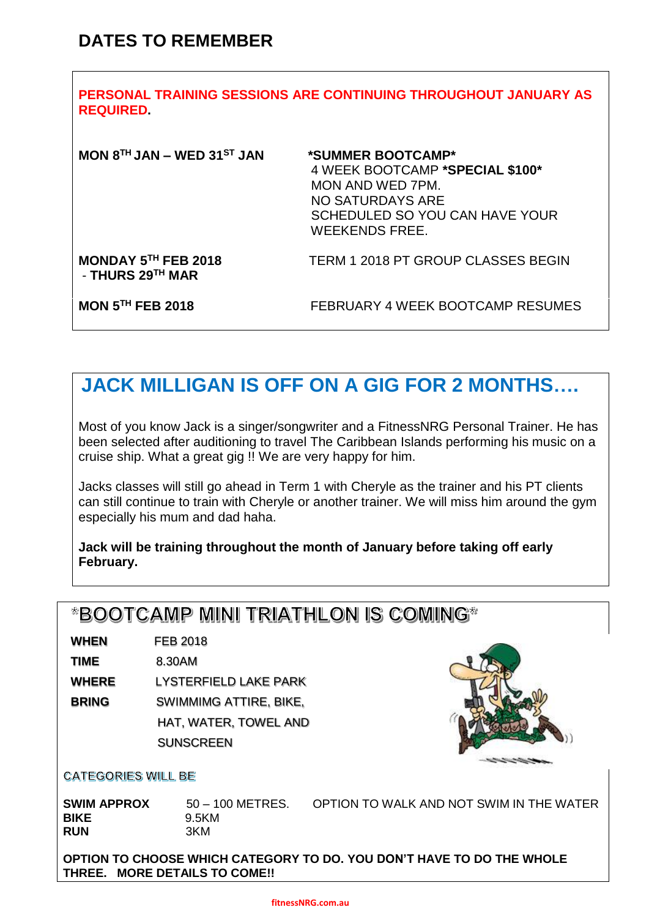## DATES TO REMEMBER

**PERSONAL TRAINING SESSIONS ARE CONTINUING THROUGHOUT JANUARY AS REQUIRED.**

| | |
|---|---|
| **MON 8TH JAN – WED 31ST JAN** | **\*SUMMER BOOTCAMP\***<br>4 WEEK BOOTCAMP **\*SPECIAL $100\***<br>MON AND WED 7PM.<br>NO SATURDAYS ARE SCHEDULED SO YOU CAN HAVE YOUR WEEKENDS FREE. |
| **MONDAY 5TH FEB 2018 - THURS 29TH MAR** | TERM 1 2018 PT GROUP CLASSES BEGIN |
| **MON 5TH FEB 2018** | FEBRUARY 4 WEEK BOOTCAMP RESUMES |

## JACK MILLIGAN IS OFF ON A GIG FOR 2 MONTHS….

Most of you know Jack is a singer/songwriter and a FitnessNRG Personal Trainer. He has been selected after auditioning to travel The Caribbean Islands performing his music on a cruise ship. What a great gig !! We are very happy for him.

Jacks classes will still go ahead in Term 1 with Cheryle as the trainer and his PT clients can still continue to train with Cheryle or another trainer. We will miss him around the gym especially his mum and dad haha.

**Jack will be training throughout the month of January before taking off early February.**

## \*BOOTCAMP MINI TRIATHLON IS COMING\*

| | |
|---|---|
| **WHEN** | FEB 2018 |
| **TIME** | 8.30AM |
| **WHERE** | LYSTERFIELD LAKE PARK |
| **BRING** | SWIMMIMG ATTIRE, BIKE, HAT, WATER, TOWEL AND SUNSCREEN |

CATEGORIES WILL BE

| | | |
|---|---|---|
| **SWIM APPROX** | 50 – 100 METRES. | OPTION TO WALK AND NOT SWIM IN THE WATER |
| **BIKE** | 9.5KM | |
| **RUN** | 3KM | |

**OPTION TO CHOOSE WHICH CATEGORY TO DO. YOU DON'T HAVE TO DO THE WHOLE THREE. MORE DETAILS TO COME!!**

fitnessNRG.com.au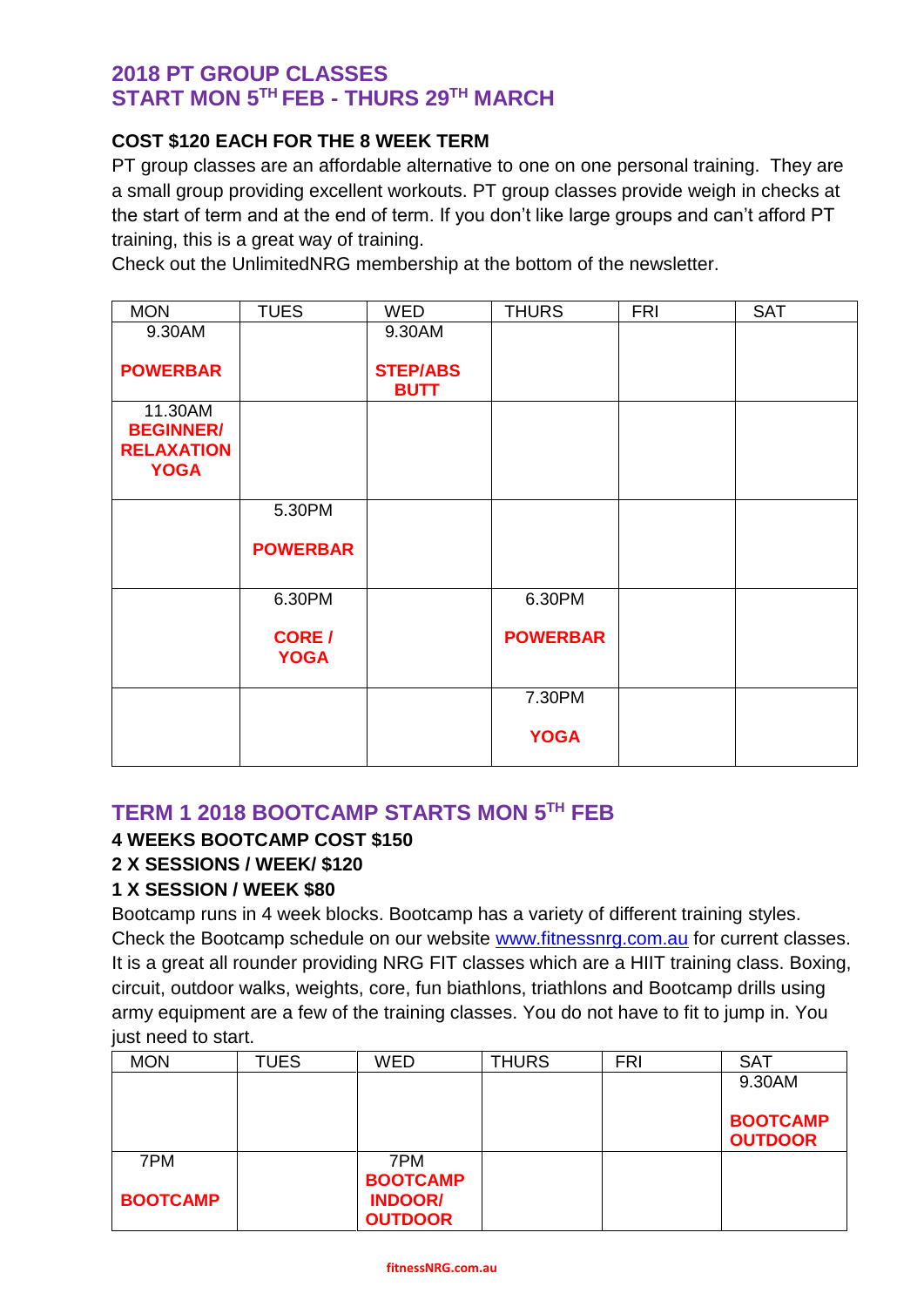## 2018 PT GROUP CLASSES
## START MON 5TH FEB - THURS 29TH MARCH

**COST $120 EACH FOR THE 8 WEEK TERM**

PT group classes are an affordable alternative to one on one personal training. They are a small group providing excellent workouts. PT group classes provide weigh in checks at the start of term and at the end of term. If you don't like large groups and can't afford PT training, this is a great way of training.

Check out the UnlimitedNRG membership at the bottom of the newsletter.

| MON | TUES | WED | THURS | FRI | SAT |
|---|---|---|---|---|---|
| 9.30AM **POWERBAR** | | 9.30AM **STEP/ABS BUTT** | | | |
| 11.30AM **BEGINNER/ RELAXATION YOGA** | | | | | |
| | 5.30PM **POWERBAR** | | | | |
| | 6.30PM **CORE / YOGA** | | 6.30PM **POWERBAR** | | |
| | | | 7.30PM **YOGA** | | |

## TERM 1 2018 BOOTCAMP STARTS MON 5TH FEB

**4 WEEKS BOOTCAMP COST $150**

**2 X SESSIONS / WEEK/ $120**

**1 X SESSION / WEEK $80**

Bootcamp runs in 4 week blocks. Bootcamp has a variety of different training styles. Check the Bootcamp schedule on our website www.fitnessnrg.com.au for current classes. It is a great all rounder providing NRG FIT classes which are a HIIT training class. Boxing, circuit, outdoor walks, weights, core, fun biathlons, triathlons and Bootcamp drills using army equipment are a few of the training classes. You do not have to fit to jump in. You just need to start.

| MON | TUES | WED | THURS | FRI | SAT |
|---|---|---|---|---|---|
| | | | | | 9.30AM **BOOTCAMP OUTDOOR** |
| 7PM **BOOTCAMP** | | 7PM **BOOTCAMP INDOOR/ OUTDOOR** | | | |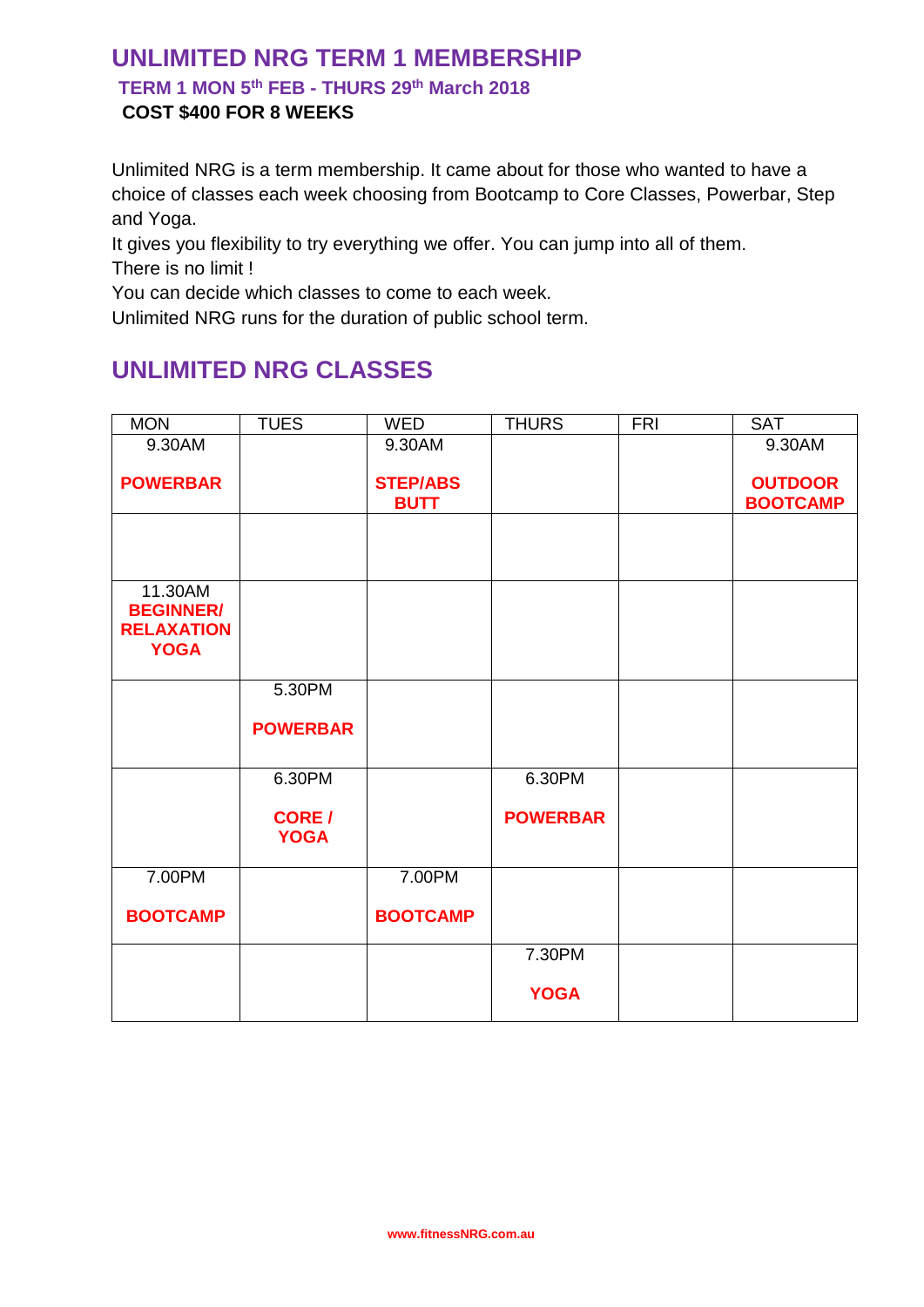# UNLIMITED NRG TERM 1 MEMBERSHIP

**TERM 1 MON 5th FEB - THURS 29th March 2018**

**COST $400 FOR 8 WEEKS**

Unlimited NRG is a term membership. It came about for those who wanted to have a choice of classes each week choosing from Bootcamp to Core Classes, Powerbar, Step and Yoga.

It gives you flexibility to try everything we offer. You can jump into all of them.

There is no limit !

You can decide which classes to come to each week.

Unlimited NRG runs for the duration of public school term.

## UNLIMITED NRG CLASSES

| MON | TUES | WED | THURS | FRI | SAT |
|---|---|---|---|---|---|
| 9.30AM **POWERBAR** | | 9.30AM **STEP/ABS BUTT** | | | 9.30AM **OUTDOOR BOOTCAMP** |
| | | | | | |
| 11.30AM **BEGINNER/ RELAXATION YOGA** | | | | | |
| | 5.30PM **POWERBAR** | | | | |
| | 6.30PM **CORE / YOGA** | | 6.30PM **POWERBAR** | | |
| 7.00PM **BOOTCAMP** | | 7.00PM **BOOTCAMP** | | | |
| | | | 7.30PM **YOGA** | | |

www.fitnessNRG.com.au